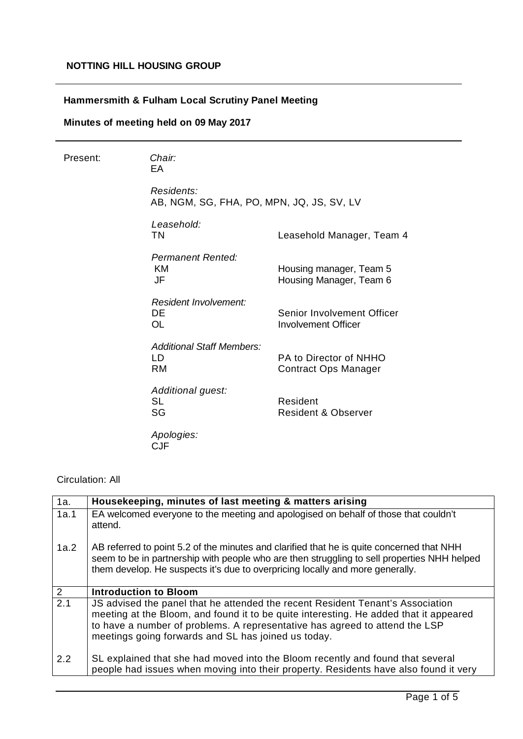**NOTTING HILL HOUSING GROUP**

**Hammersmith & Fulham Local Scrutiny Panel Meeting**

**Minutes of meeting held on 09 May 2017**

Present:

*Chair:*
EA

*Residents:*
AB, NGM, SG, FHA, PO, MPN, JQ, JS, SV, LV

*Leasehold:*

| | |
|---|---|
| TN | Leasehold Manager, Team 4 |

*Permanent Rented:*

| | |
|---|---|
| KM | Housing manager, Team 5 |
| JF | Housing Manager, Team 6 |

*Resident Involvement:*

| | |
|---|---|
| DE | Senior Involvement Officer |
| OL | Involvement Officer |

*Additional Staff Members:*

| | |
|---|---|
| LD | PA to Director of NHHO |
| RM | Contract Ops Manager |

*Additional guest:*

| | |
|---|---|
| SL | Resident |
| SG | Resident & Observer |

*Apologies:*
CJF

Circulation: All

| 1a. | **Housekeeping, minutes of last meeting & matters arising** |
|---|---|
| 1a.1 | EA welcomed everyone to the meeting and apologised on behalf of those that couldn't attend. |
| 1a.2 | AB referred to point 5.2 of the minutes and clarified that he is quite concerned that NHH seem to be in partnership with people who are then struggling to sell properties NHH helped them develop. He suspects it's due to overpricing locally and more generally. |
| 2 | **Introduction to Bloom** |
| 2.1 | JS advised the panel that he attended the recent Resident Tenant's Association meeting at the Bloom, and found it to be quite interesting. He added that it appeared to have a number of problems. A representative has agreed to attend the LSP meetings going forwards and SL has joined us today. |
| 2.2 | SL explained that she had moved into the Bloom recently and found that several people had issues when moving into their property. Residents have also found it very |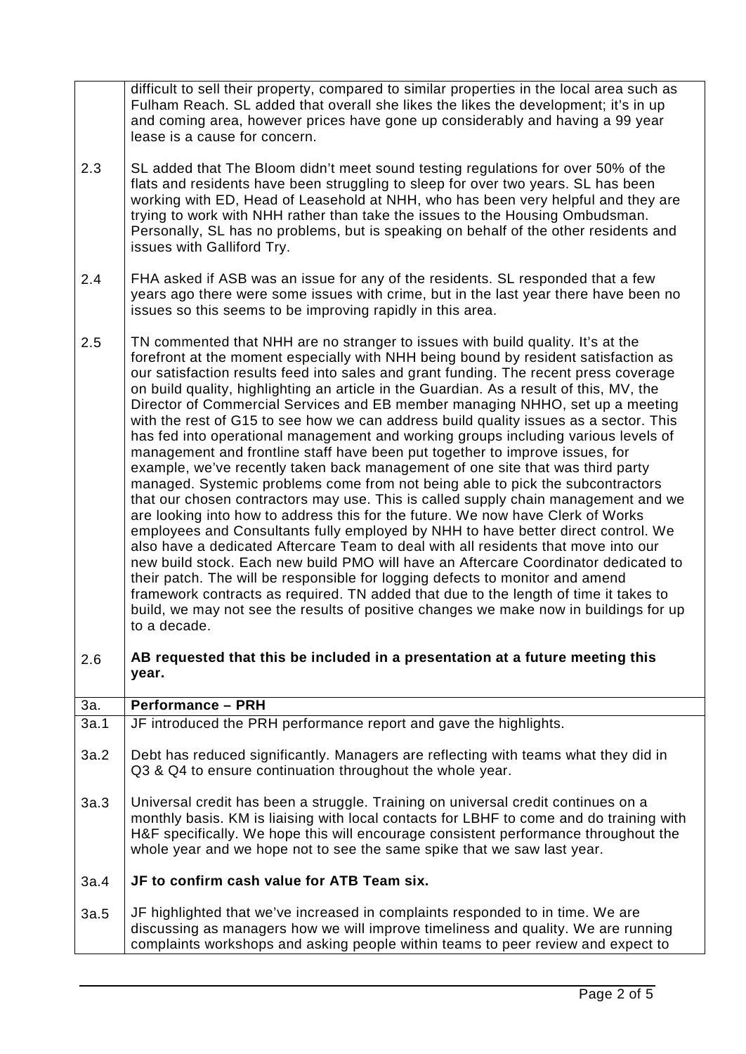| | |
|---|---|
| | difficult to sell their property, compared to similar properties in the local area such as Fulham Reach. SL added that overall she likes the likes the development; it's in up and coming area, however prices have gone up considerably and having a 99 year lease is a cause for concern. |
| 2.3 | SL added that The Bloom didn't meet sound testing regulations for over 50% of the flats and residents have been struggling to sleep for over two years. SL has been working with ED, Head of Leasehold at NHH, who has been very helpful and they are trying to work with NHH rather than take the issues to the Housing Ombudsman. Personally, SL has no problems, but is speaking on behalf of the other residents and issues with Galliford Try. |
| 2.4 | FHA asked if ASB was an issue for any of the residents. SL responded that a few years ago there were some issues with crime, but in the last year there have been no issues so this seems to be improving rapidly in this area. |
| 2.5 | TN commented that NHH are no stranger to issues with build quality. It's at the forefront at the moment especially with NHH being bound by resident satisfaction as our satisfaction results feed into sales and grant funding. The recent press coverage on build quality, highlighting an article in the Guardian. As a result of this, MV, the Director of Commercial Services and EB member managing NHHO, set up a meeting with the rest of G15 to see how we can address build quality issues as a sector. This has fed into operational management and working groups including various levels of management and frontline staff have been put together to improve issues, for example, we've recently taken back management of one site that was third party managed. Systemic problems come from not being able to pick the subcontractors that our chosen contractors may use. This is called supply chain management and we are looking into how to address this for the future. We now have Clerk of Works employees and Consultants fully employed by NHH to have better direct control. We also have a dedicated Aftercare Team to deal with all residents that move into our new build stock. Each new build PMO will have an Aftercare Coordinator dedicated to their patch. The will be responsible for logging defects to monitor and amend framework contracts as required. TN added that due to the length of time it takes to build, we may not see the results of positive changes we make now in buildings for up to a decade. |
| 2.6 | **AB requested that this be included in a presentation at a future meeting this year.** |
| 3a. | **Performance – PRH** |
| 3a.1 | JF introduced the PRH performance report and gave the highlights. |
| 3a.2 | Debt has reduced significantly. Managers are reflecting with teams what they did in Q3 & Q4 to ensure continuation throughout the whole year. |
| 3a.3 | Universal credit has been a struggle. Training on universal credit continues on a monthly basis. KM is liaising with local contacts for LBHF to come and do training with H&F specifically. We hope this will encourage consistent performance throughout the whole year and we hope not to see the same spike that we saw last year. |
| 3a.4 | **JF to confirm cash value for ATB Team six.** |
| 3a.5 | JF highlighted that we've increased in complaints responded to in time. We are discussing as managers how we will improve timeliness and quality. We are running complaints workshops and asking people within teams to peer review and expect to |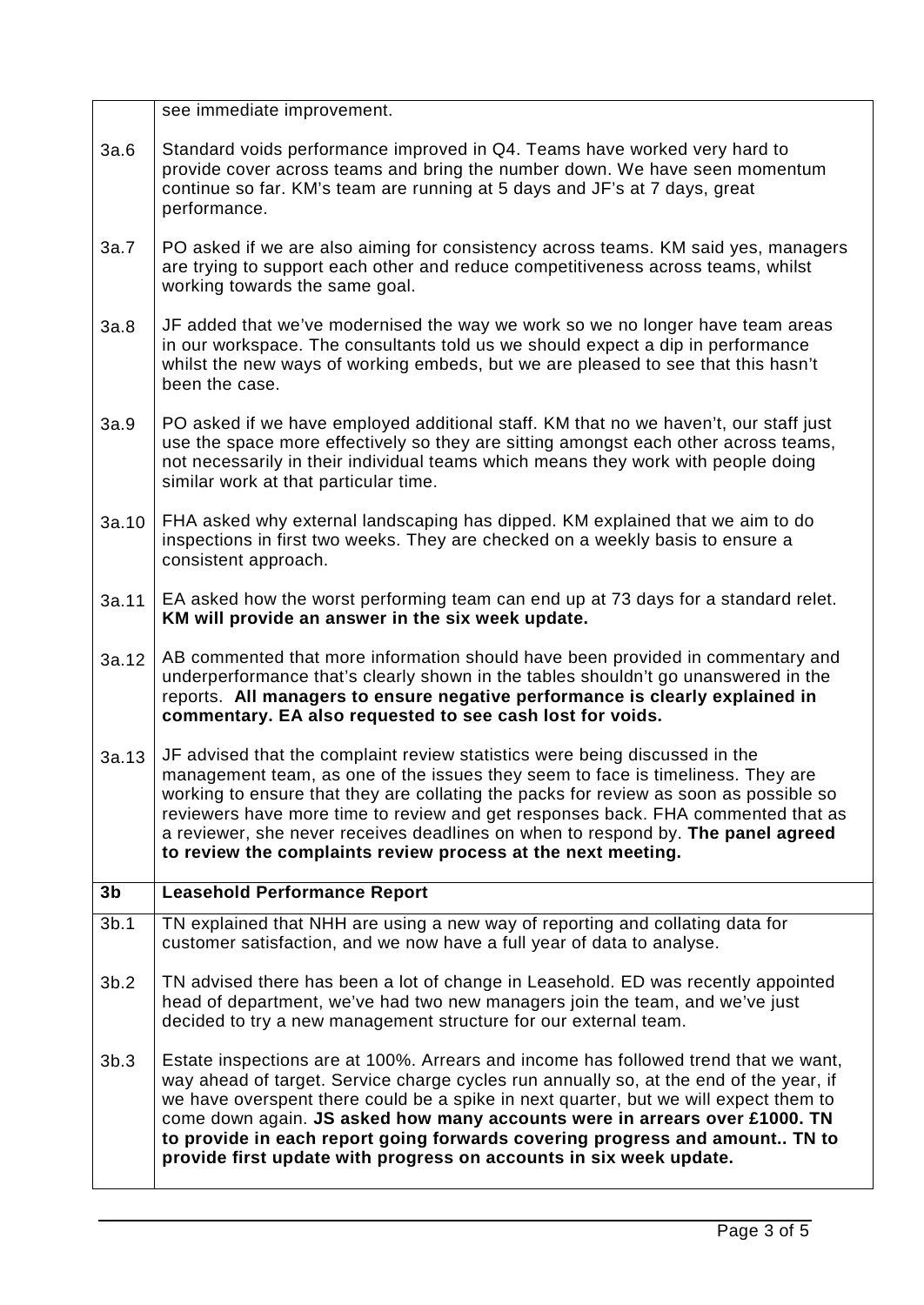| | |
|---|---|
| | see immediate improvement. |
| 3a.6 | Standard voids performance improved in Q4. Teams have worked very hard to provide cover across teams and bring the number down. We have seen momentum continue so far. KM's team are running at 5 days and JF's at 7 days, great performance. |
| 3a.7 | PO asked if we are also aiming for consistency across teams. KM said yes, managers are trying to support each other and reduce competitiveness across teams, whilst working towards the same goal. |
| 3a.8 | JF added that we've modernised the way we work so we no longer have team areas in our workspace. The consultants told us we should expect a dip in performance whilst the new ways of working embeds, but we are pleased to see that this hasn't been the case. |
| 3a.9 | PO asked if we have employed additional staff. KM that no we haven't, our staff just use the space more effectively so they are sitting amongst each other across teams, not necessarily in their individual teams which means they work with people doing similar work at that particular time. |
| 3a.10 | FHA asked why external landscaping has dipped. KM explained that we aim to do inspections in first two weeks. They are checked on a weekly basis to ensure a consistent approach. |
| 3a.11 | EA asked how the worst performing team can end up at 73 days for a standard relet. **KM will provide an answer in the six week update.** |
| 3a.12 | AB commented that more information should have been provided in commentary and underperformance that's clearly shown in the tables shouldn't go unanswered in the reports. **All managers to ensure negative performance is clearly explained in commentary. EA also requested to see cash lost for voids.** |
| 3a.13 | JF advised that the complaint review statistics were being discussed in the management team, as one of the issues they seem to face is timeliness. They are working to ensure that they are collating the packs for review as soon as possible so reviewers have more time to review and get responses back. FHA commented that as a reviewer, she never receives deadlines on when to respond by. **The panel agreed to review the complaints review process at the next meeting.** |
| **3b** | **Leasehold Performance Report** |
| 3b.1 | TN explained that NHH are using a new way of reporting and collating data for customer satisfaction, and we now have a full year of data to analyse. |
| 3b.2 | TN advised there has been a lot of change in Leasehold. ED was recently appointed head of department, we've had two new managers join the team, and we've just decided to try a new management structure for our external team. |
| 3b.3 | Estate inspections are at 100%. Arrears and income has followed trend that we want, way ahead of target. Service charge cycles run annually so, at the end of the year, if we have overspent there could be a spike in next quarter, but we will expect them to come down again. **JS asked how many accounts were in arrears over £1000. TN to provide in each report going forwards covering progress and amount.. TN to provide first update with progress on accounts in six week update.** |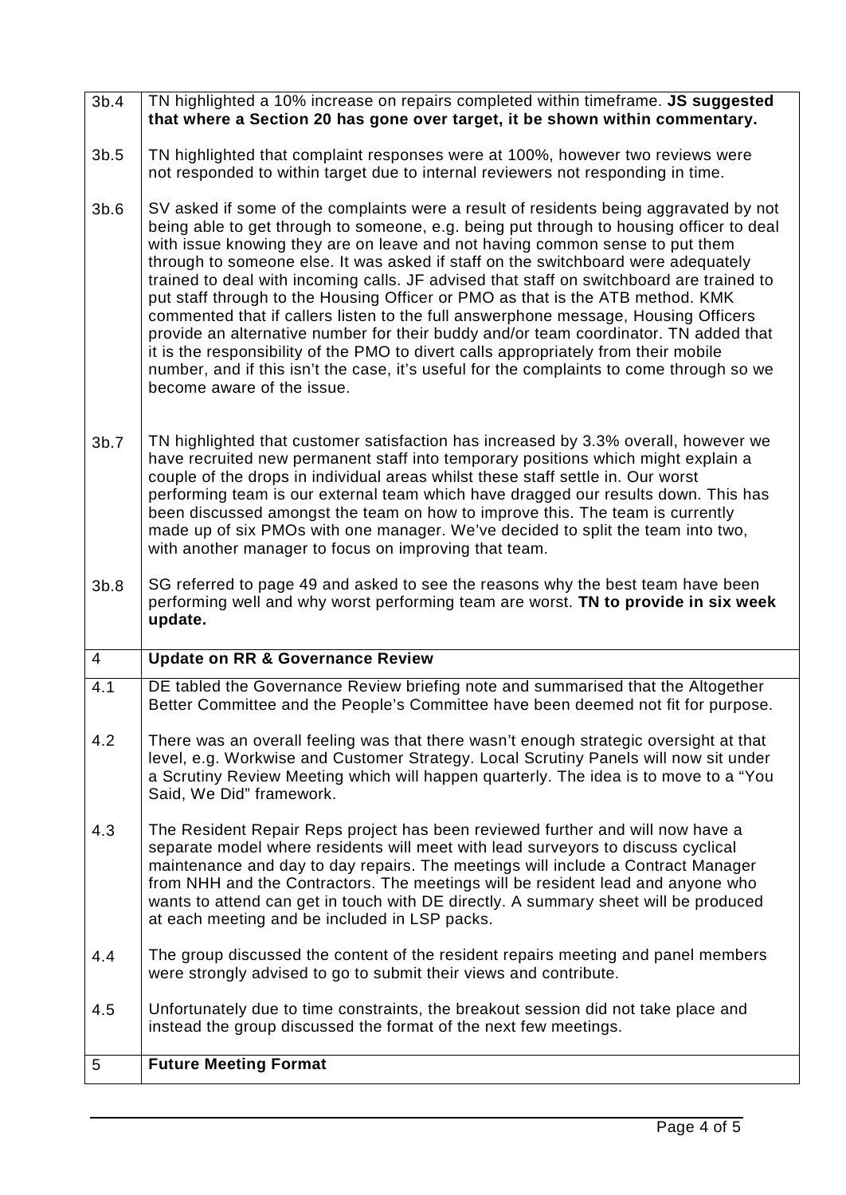| | |
|---|---|
| 3b.4 | TN highlighted a 10% increase on repairs completed within timeframe. **JS suggested that where a Section 20 has gone over target, it be shown within commentary.** |
| 3b.5 | TN highlighted that complaint responses were at 100%, however two reviews were not responded to within target due to internal reviewers not responding in time. |
| 3b.6 | SV asked if some of the complaints were a result of residents being aggravated by not being able to get through to someone, e.g. being put through to housing officer to deal with issue knowing they are on leave and not having common sense to put them through to someone else. It was asked if staff on the switchboard were adequately trained to deal with incoming calls. JF advised that staff on switchboard are trained to put staff through to the Housing Officer or PMO as that is the ATB method. KMK commented that if callers listen to the full answerphone message, Housing Officers provide an alternative number for their buddy and/or team coordinator. TN added that it is the responsibility of the PMO to divert calls appropriately from their mobile number, and if this isn't the case, it's useful for the complaints to come through so we become aware of the issue. |
| 3b.7 | TN highlighted that customer satisfaction has increased by 3.3% overall, however we have recruited new permanent staff into temporary positions which might explain a couple of the drops in individual areas whilst these staff settle in. Our worst performing team is our external team which have dragged our results down. This has been discussed amongst the team on how to improve this. The team is currently made up of six PMOs with one manager. We've decided to split the team into two, with another manager to focus on improving that team. |
| 3b.8 | SG referred to page 49 and asked to see the reasons why the best team have been performing well and why worst performing team are worst. **TN to provide in six week update.** |
| 4 | **Update on RR & Governance Review** |
| 4.1 | DE tabled the Governance Review briefing note and summarised that the Altogether Better Committee and the People's Committee have been deemed not fit for purpose. |
| 4.2 | There was an overall feeling was that there wasn't enough strategic oversight at that level, e.g. Workwise and Customer Strategy. Local Scrutiny Panels will now sit under a Scrutiny Review Meeting which will happen quarterly. The idea is to move to a "You Said, We Did" framework. |
| 4.3 | The Resident Repair Reps project has been reviewed further and will now have a separate model where residents will meet with lead surveyors to discuss cyclical maintenance and day to day repairs. The meetings will include a Contract Manager from NHH and the Contractors. The meetings will be resident lead and anyone who wants to attend can get in touch with DE directly. A summary sheet will be produced at each meeting and be included in LSP packs. |
| 4.4 | The group discussed the content of the resident repairs meeting and panel members were strongly advised to go to submit their views and contribute. |
| 4.5 | Unfortunately due to time constraints, the breakout session did not take place and instead the group discussed the format of the next few meetings. |
| 5 | **Future Meeting Format** |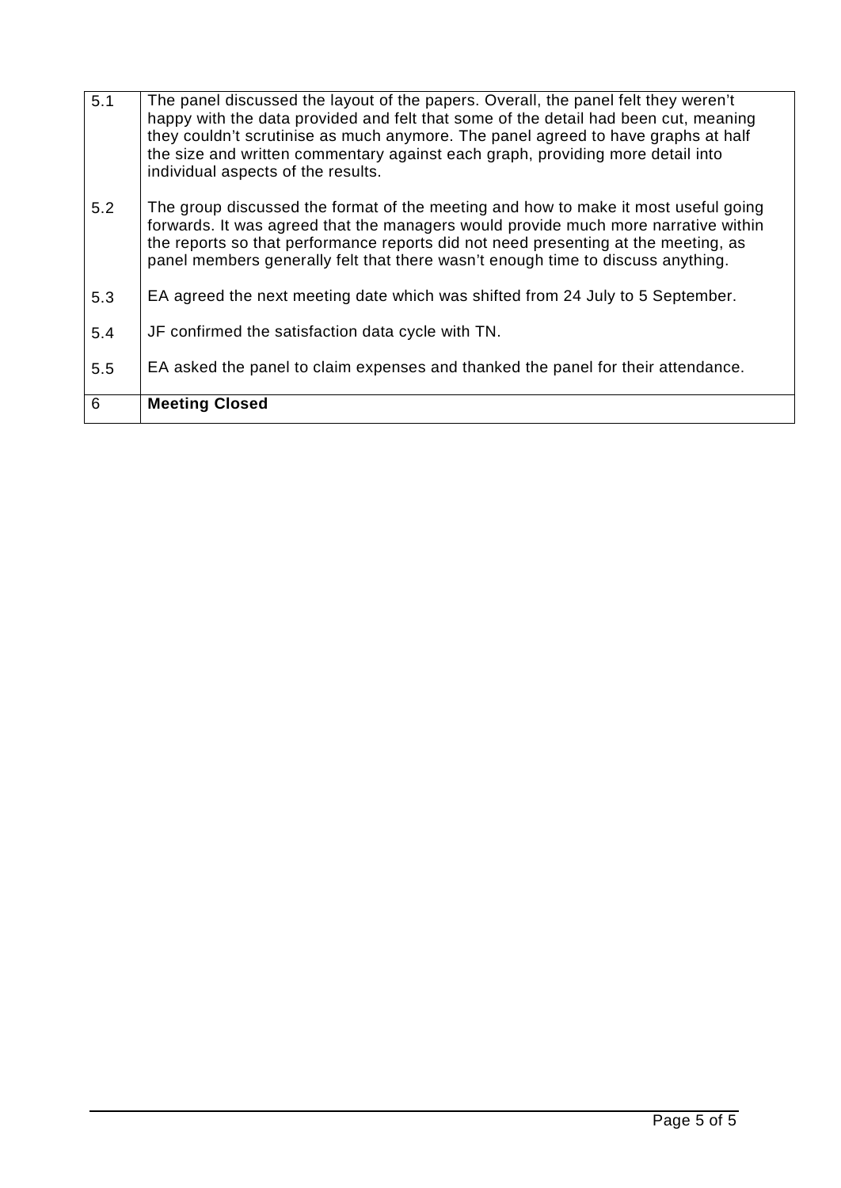| | |
|---|---|
| 5.1 | The panel discussed the layout of the papers. Overall, the panel felt they weren't happy with the data provided and felt that some of the detail had been cut, meaning they couldn't scrutinise as much anymore. The panel agreed to have graphs at half the size and written commentary against each graph, providing more detail into individual aspects of the results. |
| 5.2 | The group discussed the format of the meeting and how to make it most useful going forwards. It was agreed that the managers would provide much more narrative within the reports so that performance reports did not need presenting at the meeting, as panel members generally felt that there wasn't enough time to discuss anything. |
| 5.3 | EA agreed the next meeting date which was shifted from 24 July to 5 September. |
| 5.4 | JF confirmed the satisfaction data cycle with TN. |
| 5.5 | EA asked the panel to claim expenses and thanked the panel for their attendance. |
| 6 | **Meeting Closed** |